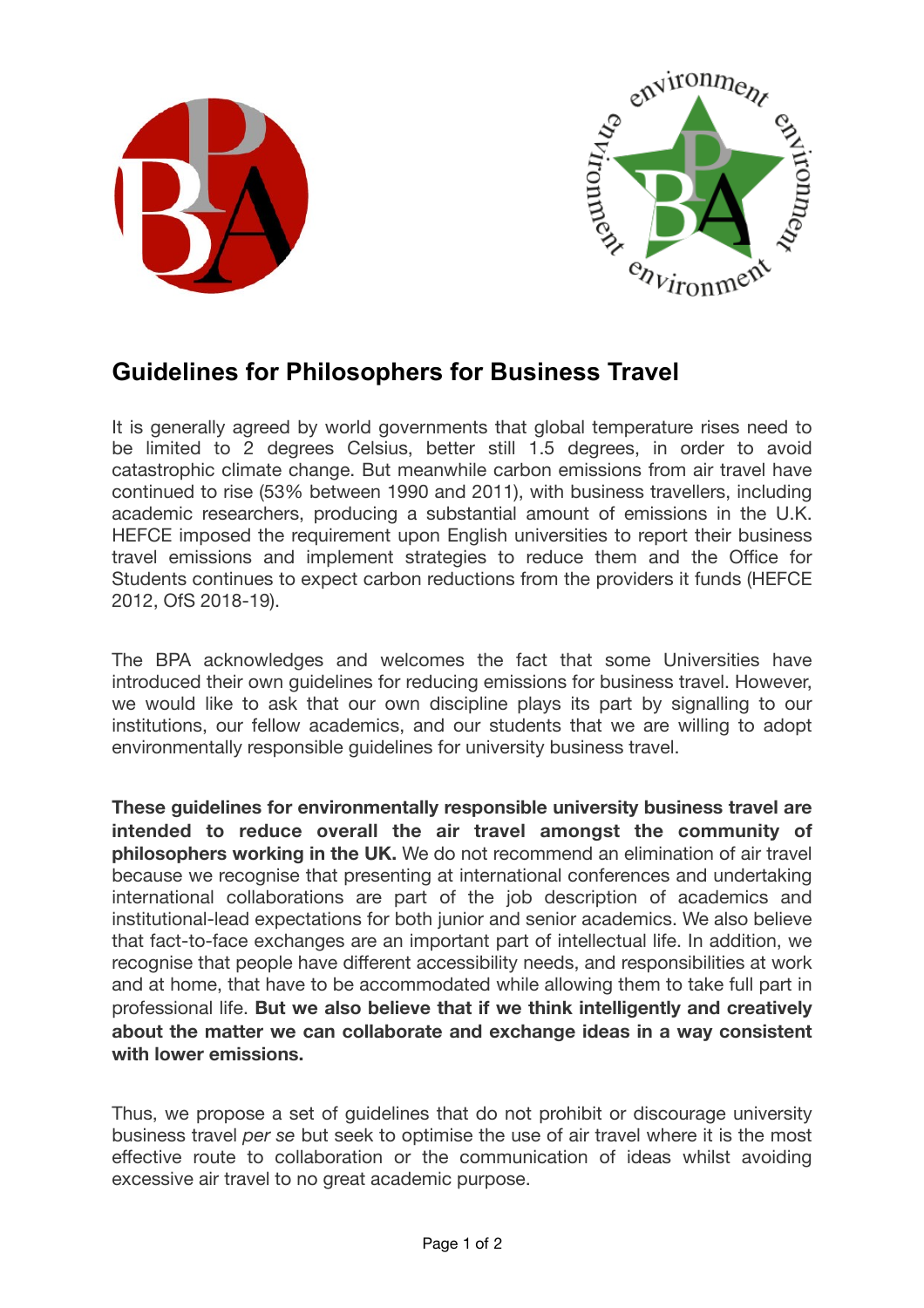# Guidelines for Philosophers for Business Travel

It is generally agreed by world governments that global temperature rises need to be limited to 2 degrees Celsius, better still 1.5 degrees, in order to avoid catastrophic climate change. But meanwhile carbon emissions from air travel have continued to rise (53% between 1990 and 2011), with business travellers, including academic researchers, producing a substantial amount of emissions in the U.K. HEFCE imposed the requirement upon English universities to report their business travel emissions and implement strategies to reduce them and the Office for Students continues to expect carbon reductions from the providers it funds (HEFCE 2012, OfS 2018-19).

The BPA acknowledges and welcomes the fact that some Universities have introduced their own guidelines for reducing emissions for business travel. However, we would like to ask that our own discipline plays its part by signalling to our institutions, our fellow academics, and our students that we are willing to adopt environmentally responsible guidelines for university business travel.

**These guidelines for environmentally responsible university business travel are intended to reduce overall the air travel amongst the community of philosophers working in the UK.** We do not recommend an elimination of air travel because we recognise that presenting at international conferences and undertaking international collaborations are part of the job description of academics and institutional-lead expectations for both junior and senior academics. We also believe that fact-to-face exchanges are an important part of intellectual life. In addition, we recognise that people have different accessibility needs, and responsibilities at work and at home, that have to be accommodated while allowing them to take full part in professional life. **But we also believe that if we think intelligently and creatively about the matter we can collaborate and exchange ideas in a way consistent with lower emissions.**

Thus, we propose a set of guidelines that do not prohibit or discourage university business travel *per se* but seek to optimise the use of air travel where it is the most effective route to collaboration or the communication of ideas whilst avoiding excessive air travel to no great academic purpose.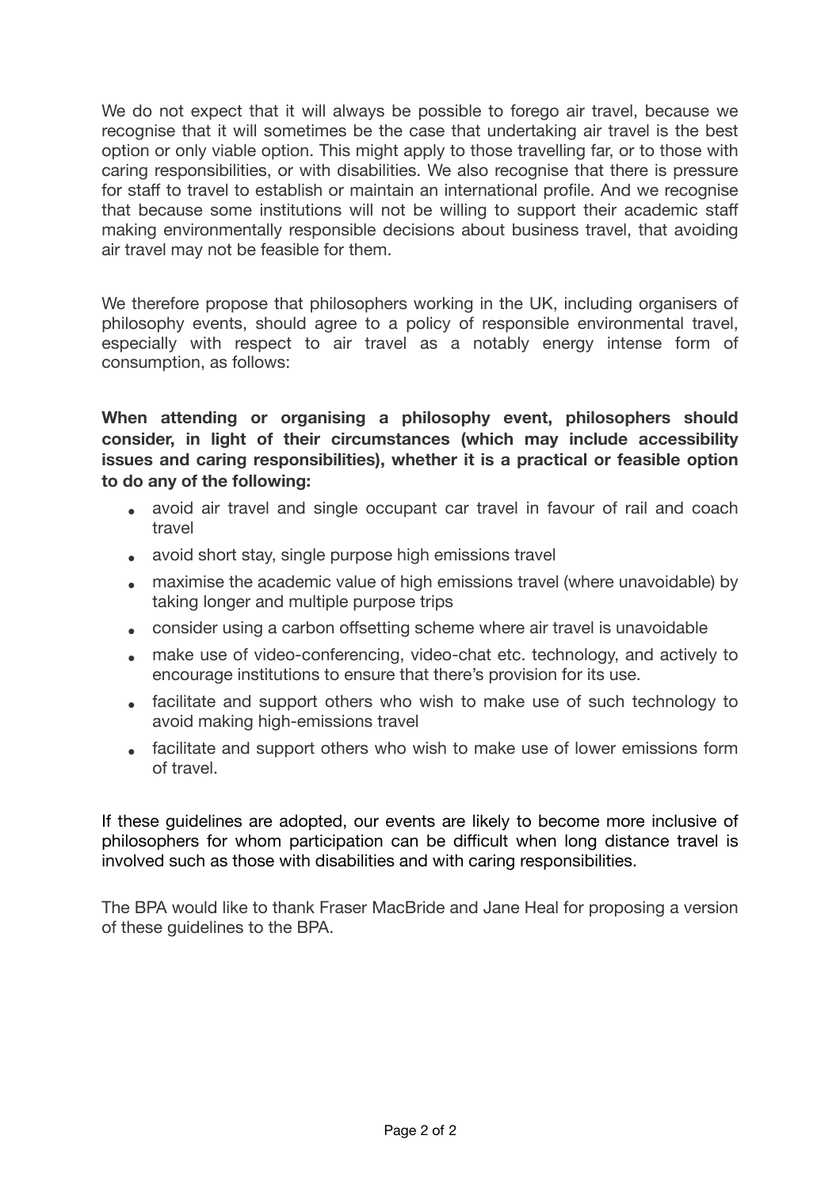We do not expect that it will always be possible to forego air travel, because we recognise that it will sometimes be the case that undertaking air travel is the best option or only viable option. This might apply to those travelling far, or to those with caring responsibilities, or with disabilities. We also recognise that there is pressure for staff to travel to establish or maintain an international profile. And we recognise that because some institutions will not be willing to support their academic staff making environmentally responsible decisions about business travel, that avoiding air travel may not be feasible for them.

We therefore propose that philosophers working in the UK, including organisers of philosophy events, should agree to a policy of responsible environmental travel, especially with respect to air travel as a notably energy intense form of consumption, as follows:

**When attending or organising a philosophy event, philosophers should consider, in light of their circumstances (which may include accessibility issues and caring responsibilities), whether it is a practical or feasible option to do any of the following:**

- avoid air travel and single occupant car travel in favour of rail and coach travel
- avoid short stay, single purpose high emissions travel
- maximise the academic value of high emissions travel (where unavoidable) by taking longer and multiple purpose trips
- consider using a carbon offsetting scheme where air travel is unavoidable
- make use of video-conferencing, video-chat etc. technology, and actively to encourage institutions to ensure that there's provision for its use.
- facilitate and support others who wish to make use of such technology to avoid making high-emissions travel
- facilitate and support others who wish to make use of lower emissions form of travel.

If these guidelines are adopted, our events are likely to become more inclusive of philosophers for whom participation can be difficult when long distance travel is involved such as those with disabilities and with caring responsibilities.

The BPA would like to thank Fraser MacBride and Jane Heal for proposing a version of these guidelines to the BPA.